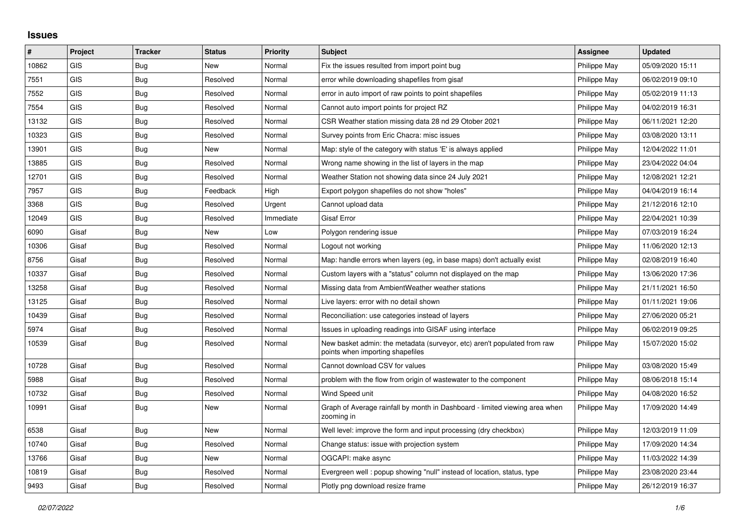## Issues

| # | Project | Tracker | Status | Priority | Subject | Assignee | Updated |
|---|---|---|---|---|---|---|---|
| 10862 | GIS | Bug | New | Normal | Fix the issues resulted from import point bug | Philippe May | 05/09/2020 15:11 |
| 7551 | GIS | Bug | Resolved | Normal | error while downloading shapefiles from gisaf | Philippe May | 06/02/2019 09:10 |
| 7552 | GIS | Bug | Resolved | Normal | error in auto import of raw points to point shapefiles | Philippe May | 05/02/2019 11:13 |
| 7554 | GIS | Bug | Resolved | Normal | Cannot auto import points for project RZ | Philippe May | 04/02/2019 16:31 |
| 13132 | GIS | Bug | Resolved | Normal | CSR Weather station missing data 28 nd 29 Otober 2021 | Philippe May | 06/11/2021 12:20 |
| 10323 | GIS | Bug | Resolved | Normal | Survey points from Eric Chacra: misc issues | Philippe May | 03/08/2020 13:11 |
| 13901 | GIS | Bug | New | Normal | Map: style of the category with status 'E' is always applied | Philippe May | 12/04/2022 11:01 |
| 13885 | GIS | Bug | Resolved | Normal | Wrong name showing in the list of layers in the map | Philippe May | 23/04/2022 04:04 |
| 12701 | GIS | Bug | Resolved | Normal | Weather Station not showing data since 24 July 2021 | Philippe May | 12/08/2021 12:21 |
| 7957 | GIS | Bug | Feedback | High | Export polygon shapefiles do not show "holes" | Philippe May | 04/04/2019 16:14 |
| 3368 | GIS | Bug | Resolved | Urgent | Cannot upload data | Philippe May | 21/12/2016 12:10 |
| 12049 | GIS | Bug | Resolved | Immediate | Gisaf Error | Philippe May | 22/04/2021 10:39 |
| 6090 | Gisaf | Bug | New | Low | Polygon rendering issue | Philippe May | 07/03/2019 16:24 |
| 10306 | Gisaf | Bug | Resolved | Normal | Logout not working | Philippe May | 11/06/2020 12:13 |
| 8756 | Gisaf | Bug | Resolved | Normal | Map: handle errors when layers (eg, in base maps) don't actually exist | Philippe May | 02/08/2019 16:40 |
| 10337 | Gisaf | Bug | Resolved | Normal | Custom layers with a "status" column not displayed on the map | Philippe May | 13/06/2020 17:36 |
| 13258 | Gisaf | Bug | Resolved | Normal | Missing data from AmbientWeather weather stations | Philippe May | 21/11/2021 16:50 |
| 13125 | Gisaf | Bug | Resolved | Normal | Live layers: error with no detail shown | Philippe May | 01/11/2021 19:06 |
| 10439 | Gisaf | Bug | Resolved | Normal | Reconciliation: use categories instead of layers | Philippe May | 27/06/2020 05:21 |
| 5974 | Gisaf | Bug | Resolved | Normal | Issues in uploading readings into GISAF using interface | Philippe May | 06/02/2019 09:25 |
| 10539 | Gisaf | Bug | Resolved | Normal | New basket admin: the metadata (surveyor, etc) aren't populated from raw points when importing shapefiles | Philippe May | 15/07/2020 15:02 |
| 10728 | Gisaf | Bug | Resolved | Normal | Cannot download CSV for values | Philippe May | 03/08/2020 15:49 |
| 5988 | Gisaf | Bug | Resolved | Normal | problem with the flow from origin of wastewater to the component | Philippe May | 08/06/2018 15:14 |
| 10732 | Gisaf | Bug | Resolved | Normal | Wind Speed unit | Philippe May | 04/08/2020 16:52 |
| 10991 | Gisaf | Bug | New | Normal | Graph of Average rainfall by month in Dashboard - limited viewing area when zooming in | Philippe May | 17/09/2020 14:49 |
| 6538 | Gisaf | Bug | New | Normal | Well level: improve the form and input processing (dry checkbox) | Philippe May | 12/03/2019 11:09 |
| 10740 | Gisaf | Bug | Resolved | Normal | Change status: issue with projection system | Philippe May | 17/09/2020 14:34 |
| 13766 | Gisaf | Bug | New | Normal | OGCAPI: make async | Philippe May | 11/03/2022 14:39 |
| 10819 | Gisaf | Bug | Resolved | Normal | Evergreen well : popup showing "null" instead of location, status, type | Philippe May | 23/08/2020 23:44 |
| 9493 | Gisaf | Bug | Resolved | Normal | Plotly png download resize frame | Philippe May | 26/12/2019 16:37 |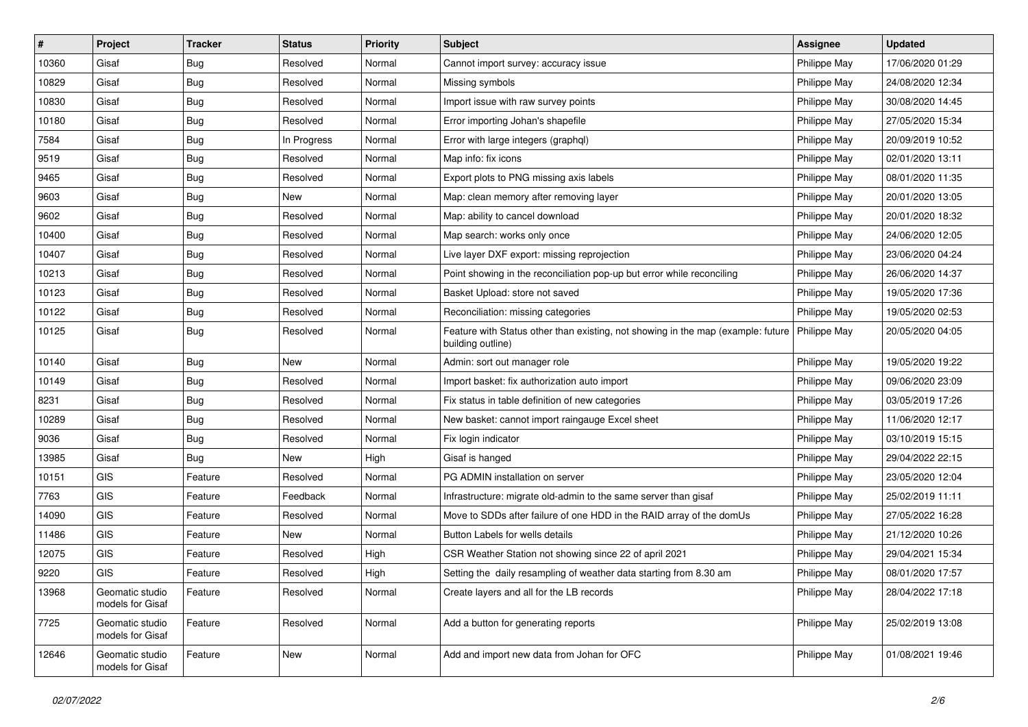| # | Project | Tracker | Status | Priority | Subject | Assignee | Updated |
|---|---|---|---|---|---|---|---|
| 10360 | Gisaf | Bug | Resolved | Normal | Cannot import survey: accuracy issue | Philippe May | 17/06/2020 01:29 |
| 10829 | Gisaf | Bug | Resolved | Normal | Missing symbols | Philippe May | 24/08/2020 12:34 |
| 10830 | Gisaf | Bug | Resolved | Normal | Import issue with raw survey points | Philippe May | 30/08/2020 14:45 |
| 10180 | Gisaf | Bug | Resolved | Normal | Error importing Johan's shapefile | Philippe May | 27/05/2020 15:34 |
| 7584 | Gisaf | Bug | In Progress | Normal | Error with large integers (graphql) | Philippe May | 20/09/2019 10:52 |
| 9519 | Gisaf | Bug | Resolved | Normal | Map info: fix icons | Philippe May | 02/01/2020 13:11 |
| 9465 | Gisaf | Bug | Resolved | Normal | Export plots to PNG missing axis labels | Philippe May | 08/01/2020 11:35 |
| 9603 | Gisaf | Bug | New | Normal | Map: clean memory after removing layer | Philippe May | 20/01/2020 13:05 |
| 9602 | Gisaf | Bug | Resolved | Normal | Map: ability to cancel download | Philippe May | 20/01/2020 18:32 |
| 10400 | Gisaf | Bug | Resolved | Normal | Map search: works only once | Philippe May | 24/06/2020 12:05 |
| 10407 | Gisaf | Bug | Resolved | Normal | Live layer DXF export: missing reprojection | Philippe May | 23/06/2020 04:24 |
| 10213 | Gisaf | Bug | Resolved | Normal | Point showing in the reconciliation pop-up but error while reconciling | Philippe May | 26/06/2020 14:37 |
| 10123 | Gisaf | Bug | Resolved | Normal | Basket Upload: store not saved | Philippe May | 19/05/2020 17:36 |
| 10122 | Gisaf | Bug | Resolved | Normal | Reconciliation: missing categories | Philippe May | 19/05/2020 02:53 |
| 10125 | Gisaf | Bug | Resolved | Normal | Feature with Status other than existing, not showing in the map (example: future building outline) | Philippe May | 20/05/2020 04:05 |
| 10140 | Gisaf | Bug | New | Normal | Admin: sort out manager role | Philippe May | 19/05/2020 19:22 |
| 10149 | Gisaf | Bug | Resolved | Normal | Import basket: fix authorization auto import | Philippe May | 09/06/2020 23:09 |
| 8231 | Gisaf | Bug | Resolved | Normal | Fix status in table definition of new categories | Philippe May | 03/05/2019 17:26 |
| 10289 | Gisaf | Bug | Resolved | Normal | New basket: cannot import raingauge Excel sheet | Philippe May | 11/06/2020 12:17 |
| 9036 | Gisaf | Bug | Resolved | Normal | Fix login indicator | Philippe May | 03/10/2019 15:15 |
| 13985 | Gisaf | Bug | New | High | Gisaf is hanged | Philippe May | 29/04/2022 22:15 |
| 10151 | GIS | Feature | Resolved | Normal | PG ADMIN installation on server | Philippe May | 23/05/2020 12:04 |
| 7763 | GIS | Feature | Feedback | Normal | Infrastructure: migrate old-admin to the same server than gisaf | Philippe May | 25/02/2019 11:11 |
| 14090 | GIS | Feature | Resolved | Normal | Move to SDDs after failure of one HDD in the RAID array of the domUs | Philippe May | 27/05/2022 16:28 |
| 11486 | GIS | Feature | New | Normal | Button Labels for wells details | Philippe May | 21/12/2020 10:26 |
| 12075 | GIS | Feature | Resolved | High | CSR Weather Station not showing since 22 of april 2021 | Philippe May | 29/04/2021 15:34 |
| 9220 | GIS | Feature | Resolved | High | Setting the daily resampling of weather data starting from 8.30 am | Philippe May | 08/01/2020 17:57 |
| 13968 | Geomatic studio models for Gisaf | Feature | Resolved | Normal | Create layers and all for the LB records | Philippe May | 28/04/2022 17:18 |
| 7725 | Geomatic studio models for Gisaf | Feature | Resolved | Normal | Add a button for generating reports | Philippe May | 25/02/2019 13:08 |
| 12646 | Geomatic studio models for Gisaf | Feature | New | Normal | Add and import new data from Johan for OFC | Philippe May | 01/08/2021 19:46 |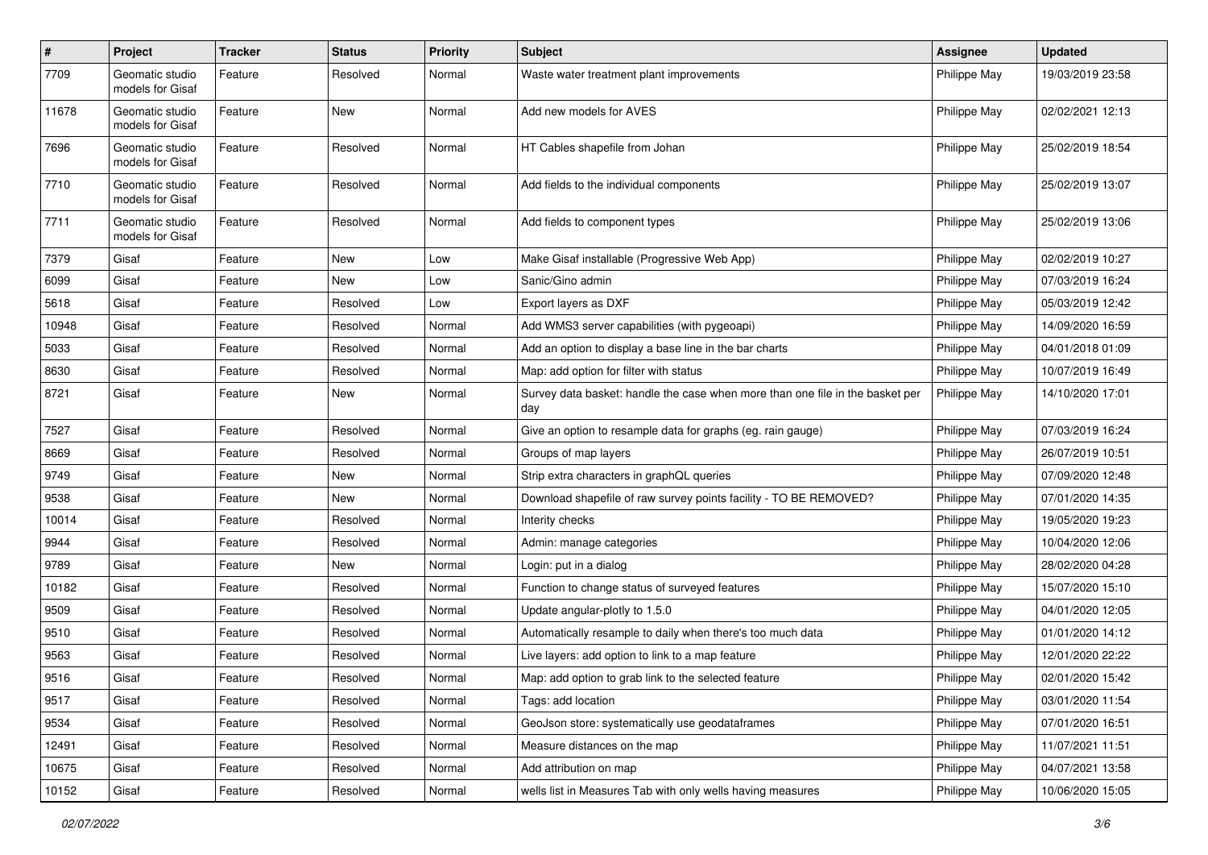| # | Project | Tracker | Status | Priority | Subject | Assignee | Updated |
|---|---|---|---|---|---|---|---|
| 7709 | Geomatic studio models for Gisaf | Feature | Resolved | Normal | Waste water treatment plant improvements | Philippe May | 19/03/2019 23:58 |
| 11678 | Geomatic studio models for Gisaf | Feature | New | Normal | Add new models for AVES | Philippe May | 02/02/2021 12:13 |
| 7696 | Geomatic studio models for Gisaf | Feature | Resolved | Normal | HT Cables shapefile from Johan | Philippe May | 25/02/2019 18:54 |
| 7710 | Geomatic studio models for Gisaf | Feature | Resolved | Normal | Add fields to the individual components | Philippe May | 25/02/2019 13:07 |
| 7711 | Geomatic studio models for Gisaf | Feature | Resolved | Normal | Add fields to component types | Philippe May | 25/02/2019 13:06 |
| 7379 | Gisaf | Feature | New | Low | Make Gisaf installable (Progressive Web App) | Philippe May | 02/02/2019 10:27 |
| 6099 | Gisaf | Feature | New | Low | Sanic/Gino admin | Philippe May | 07/03/2019 16:24 |
| 5618 | Gisaf | Feature | Resolved | Low | Export layers as DXF | Philippe May | 05/03/2019 12:42 |
| 10948 | Gisaf | Feature | Resolved | Normal | Add WMS3 server capabilities (with pygeoapi) | Philippe May | 14/09/2020 16:59 |
| 5033 | Gisaf | Feature | Resolved | Normal | Add an option to display a base line in the bar charts | Philippe May | 04/01/2018 01:09 |
| 8630 | Gisaf | Feature | Resolved | Normal | Map: add option for filter with status | Philippe May | 10/07/2019 16:49 |
| 8721 | Gisaf | Feature | New | Normal | Survey data basket: handle the case when more than one file in the basket per day | Philippe May | 14/10/2020 17:01 |
| 7527 | Gisaf | Feature | Resolved | Normal | Give an option to resample data for graphs (eg. rain gauge) | Philippe May | 07/03/2019 16:24 |
| 8669 | Gisaf | Feature | Resolved | Normal | Groups of map layers | Philippe May | 26/07/2019 10:51 |
| 9749 | Gisaf | Feature | New | Normal | Strip extra characters in graphQL queries | Philippe May | 07/09/2020 12:48 |
| 9538 | Gisaf | Feature | New | Normal | Download shapefile of raw survey points facility - TO BE REMOVED? | Philippe May | 07/01/2020 14:35 |
| 10014 | Gisaf | Feature | Resolved | Normal | Interity checks | Philippe May | 19/05/2020 19:23 |
| 9944 | Gisaf | Feature | Resolved | Normal | Admin: manage categories | Philippe May | 10/04/2020 12:06 |
| 9789 | Gisaf | Feature | New | Normal | Login: put in a dialog | Philippe May | 28/02/2020 04:28 |
| 10182 | Gisaf | Feature | Resolved | Normal | Function to change status of surveyed features | Philippe May | 15/07/2020 15:10 |
| 9509 | Gisaf | Feature | Resolved | Normal | Update angular-plotly to 1.5.0 | Philippe May | 04/01/2020 12:05 |
| 9510 | Gisaf | Feature | Resolved | Normal | Automatically resample to daily when there's too much data | Philippe May | 01/01/2020 14:12 |
| 9563 | Gisaf | Feature | Resolved | Normal | Live layers: add option to link to a map feature | Philippe May | 12/01/2020 22:22 |
| 9516 | Gisaf | Feature | Resolved | Normal | Map: add option to grab link to the selected feature | Philippe May | 02/01/2020 15:42 |
| 9517 | Gisaf | Feature | Resolved | Normal | Tags: add location | Philippe May | 03/01/2020 11:54 |
| 9534 | Gisaf | Feature | Resolved | Normal | GeoJson store: systematically use geodataframes | Philippe May | 07/01/2020 16:51 |
| 12491 | Gisaf | Feature | Resolved | Normal | Measure distances on the map | Philippe May | 11/07/2021 11:51 |
| 10675 | Gisaf | Feature | Resolved | Normal | Add attribution on map | Philippe May | 04/07/2021 13:58 |
| 10152 | Gisaf | Feature | Resolved | Normal | wells list in Measures Tab with only wells having measures | Philippe May | 10/06/2020 15:05 |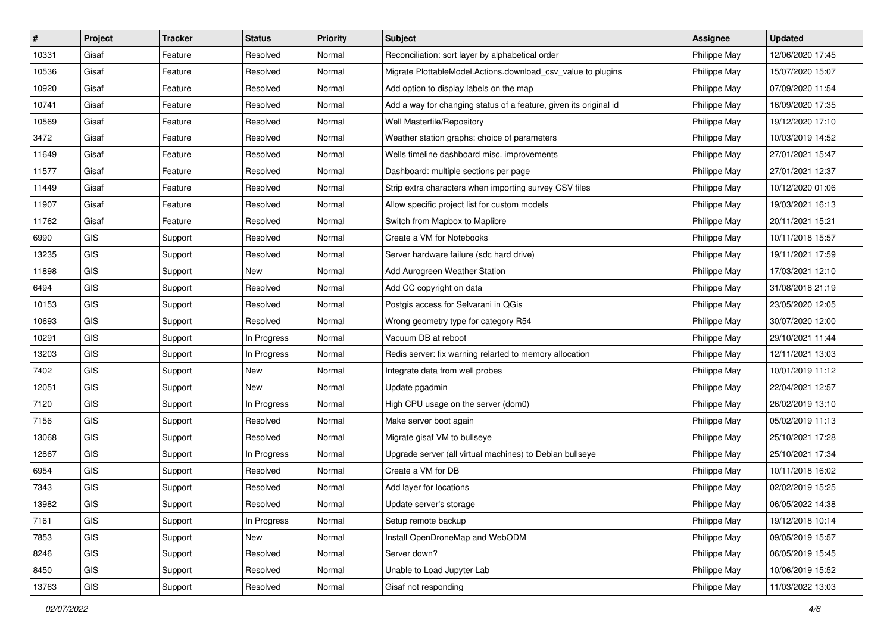| # | Project | Tracker | Status | Priority | Subject | Assignee | Updated |
|---|---|---|---|---|---|---|---|
| 10331 | Gisaf | Feature | Resolved | Normal | Reconciliation: sort layer by alphabetical order | Philippe May | 12/06/2020 17:45 |
| 10536 | Gisaf | Feature | Resolved | Normal | Migrate PlottableModel.Actions.download_csv_value to plugins | Philippe May | 15/07/2020 15:07 |
| 10920 | Gisaf | Feature | Resolved | Normal | Add option to display labels on the map | Philippe May | 07/09/2020 11:54 |
| 10741 | Gisaf | Feature | Resolved | Normal | Add a way for changing status of a feature, given its original id | Philippe May | 16/09/2020 17:35 |
| 10569 | Gisaf | Feature | Resolved | Normal | Well Masterfile/Repository | Philippe May | 19/12/2020 17:10 |
| 3472 | Gisaf | Feature | Resolved | Normal | Weather station graphs: choice of parameters | Philippe May | 10/03/2019 14:52 |
| 11649 | Gisaf | Feature | Resolved | Normal | Wells timeline dashboard misc. improvements | Philippe May | 27/01/2021 15:47 |
| 11577 | Gisaf | Feature | Resolved | Normal | Dashboard: multiple sections per page | Philippe May | 27/01/2021 12:37 |
| 11449 | Gisaf | Feature | Resolved | Normal | Strip extra characters when importing survey CSV files | Philippe May | 10/12/2020 01:06 |
| 11907 | Gisaf | Feature | Resolved | Normal | Allow specific project list for custom models | Philippe May | 19/03/2021 16:13 |
| 11762 | Gisaf | Feature | Resolved | Normal | Switch from Mapbox to Maplibre | Philippe May | 20/11/2021 15:21 |
| 6990 | GIS | Support | Resolved | Normal | Create a VM for Notebooks | Philippe May | 10/11/2018 15:57 |
| 13235 | GIS | Support | Resolved | Normal | Server hardware failure (sdc hard drive) | Philippe May | 19/11/2021 17:59 |
| 11898 | GIS | Support | New | Normal | Add Aurogreen Weather Station | Philippe May | 17/03/2021 12:10 |
| 6494 | GIS | Support | Resolved | Normal | Add CC copyright on data | Philippe May | 31/08/2018 21:19 |
| 10153 | GIS | Support | Resolved | Normal | Postgis access for Selvarani in QGis | Philippe May | 23/05/2020 12:05 |
| 10693 | GIS | Support | Resolved | Normal | Wrong geometry type for category R54 | Philippe May | 30/07/2020 12:00 |
| 10291 | GIS | Support | In Progress | Normal | Vacuum DB at reboot | Philippe May | 29/10/2021 11:44 |
| 13203 | GIS | Support | In Progress | Normal | Redis server: fix warning relarted to memory allocation | Philippe May | 12/11/2021 13:03 |
| 7402 | GIS | Support | New | Normal | Integrate data from well probes | Philippe May | 10/01/2019 11:12 |
| 12051 | GIS | Support | New | Normal | Update pgadmin | Philippe May | 22/04/2021 12:57 |
| 7120 | GIS | Support | In Progress | Normal | High CPU usage on the server (dom0) | Philippe May | 26/02/2019 13:10 |
| 7156 | GIS | Support | Resolved | Normal | Make server boot again | Philippe May | 05/02/2019 11:13 |
| 13068 | GIS | Support | Resolved | Normal | Migrate gisaf VM to bullseye | Philippe May | 25/10/2021 17:28 |
| 12867 | GIS | Support | In Progress | Normal | Upgrade server (all virtual machines) to Debian bullseye | Philippe May | 25/10/2021 17:34 |
| 6954 | GIS | Support | Resolved | Normal | Create a VM for DB | Philippe May | 10/11/2018 16:02 |
| 7343 | GIS | Support | Resolved | Normal | Add layer for locations | Philippe May | 02/02/2019 15:25 |
| 13982 | GIS | Support | Resolved | Normal | Update server's storage | Philippe May | 06/05/2022 14:38 |
| 7161 | GIS | Support | In Progress | Normal | Setup remote backup | Philippe May | 19/12/2018 10:14 |
| 7853 | GIS | Support | New | Normal | Install OpenDroneMap and WebODM | Philippe May | 09/05/2019 15:57 |
| 8246 | GIS | Support | Resolved | Normal | Server down? | Philippe May | 06/05/2019 15:45 |
| 8450 | GIS | Support | Resolved | Normal | Unable to Load Jupyter Lab | Philippe May | 10/06/2019 15:52 |
| 13763 | GIS | Support | Resolved | Normal | Gisaf not responding | Philippe May | 11/03/2022 13:03 |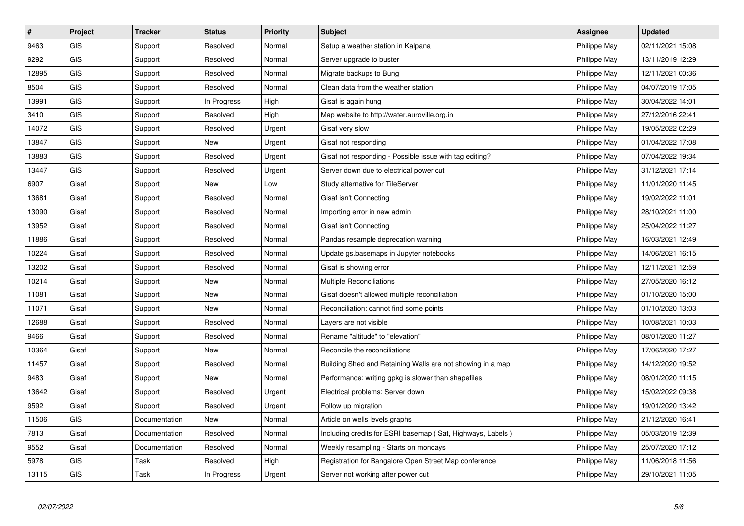| # | Project | Tracker | Status | Priority | Subject | Assignee | Updated |
|---|---|---|---|---|---|---|---|
| 9463 | GIS | Support | Resolved | Normal | Setup a weather station in Kalpana | Philippe May | 02/11/2021 15:08 |
| 9292 | GIS | Support | Resolved | Normal | Server upgrade to buster | Philippe May | 13/11/2019 12:29 |
| 12895 | GIS | Support | Resolved | Normal | Migrate backups to Bung | Philippe May | 12/11/2021 00:36 |
| 8504 | GIS | Support | Resolved | Normal | Clean data from the weather station | Philippe May | 04/07/2019 17:05 |
| 13991 | GIS | Support | In Progress | High | Gisaf is again hung | Philippe May | 30/04/2022 14:01 |
| 3410 | GIS | Support | Resolved | High | Map website to http://water.auroville.org.in | Philippe May | 27/12/2016 22:41 |
| 14072 | GIS | Support | Resolved | Urgent | Gisaf very slow | Philippe May | 19/05/2022 02:29 |
| 13847 | GIS | Support | New | Urgent | Gisaf not responding | Philippe May | 01/04/2022 17:08 |
| 13883 | GIS | Support | Resolved | Urgent | Gisaf not responding - Possible issue with tag editing? | Philippe May | 07/04/2022 19:34 |
| 13447 | GIS | Support | Resolved | Urgent | Server down due to electrical power cut | Philippe May | 31/12/2021 17:14 |
| 6907 | Gisaf | Support | New | Low | Study alternative for TileServer | Philippe May | 11/01/2020 11:45 |
| 13681 | Gisaf | Support | Resolved | Normal | Gisaf isn't Connecting | Philippe May | 19/02/2022 11:01 |
| 13090 | Gisaf | Support | Resolved | Normal | Importing error in new admin | Philippe May | 28/10/2021 11:00 |
| 13952 | Gisaf | Support | Resolved | Normal | Gisaf isn't Connecting | Philippe May | 25/04/2022 11:27 |
| 11886 | Gisaf | Support | Resolved | Normal | Pandas resample deprecation warning | Philippe May | 16/03/2021 12:49 |
| 10224 | Gisaf | Support | Resolved | Normal | Update gs.basemaps in Jupyter notebooks | Philippe May | 14/06/2021 16:15 |
| 13202 | Gisaf | Support | Resolved | Normal | Gisaf is showing error | Philippe May | 12/11/2021 12:59 |
| 10214 | Gisaf | Support | New | Normal | Multiple Reconciliations | Philippe May | 27/05/2020 16:12 |
| 11081 | Gisaf | Support | New | Normal | Gisaf doesn't allowed multiple reconciliation | Philippe May | 01/10/2020 15:00 |
| 11071 | Gisaf | Support | New | Normal | Reconciliation: cannot find some points | Philippe May | 01/10/2020 13:03 |
| 12688 | Gisaf | Support | Resolved | Normal | Layers are not visible | Philippe May | 10/08/2021 10:03 |
| 9466 | Gisaf | Support | Resolved | Normal | Rename "altitude" to "elevation" | Philippe May | 08/01/2020 11:27 |
| 10364 | Gisaf | Support | New | Normal | Reconcile the reconciliations | Philippe May | 17/06/2020 17:27 |
| 11457 | Gisaf | Support | Resolved | Normal | Building Shed and Retaining Walls are not showing in a map | Philippe May | 14/12/2020 19:52 |
| 9483 | Gisaf | Support | New | Normal | Performance: writing gpkg is slower than shapefiles | Philippe May | 08/01/2020 11:15 |
| 13642 | Gisaf | Support | Resolved | Urgent | Electrical problems: Server down | Philippe May | 15/02/2022 09:38 |
| 9592 | Gisaf | Support | Resolved | Urgent | Follow up migration | Philippe May | 19/01/2020 13:42 |
| 11506 | GIS | Documentation | New | Normal | Article on wells levels graphs | Philippe May | 21/12/2020 16:41 |
| 7813 | Gisaf | Documentation | Resolved | Normal | Including credits for ESRI basemap ( Sat, Highways, Labels ) | Philippe May | 05/03/2019 12:39 |
| 9552 | Gisaf | Documentation | Resolved | Normal | Weekly resampling - Starts on mondays | Philippe May | 25/07/2020 17:12 |
| 5978 | GIS | Task | Resolved | High | Registration for Bangalore Open Street Map conference | Philippe May | 11/06/2018 11:56 |
| 13115 | GIS | Task | In Progress | Urgent | Server not working after power cut | Philippe May | 29/10/2021 11:05 |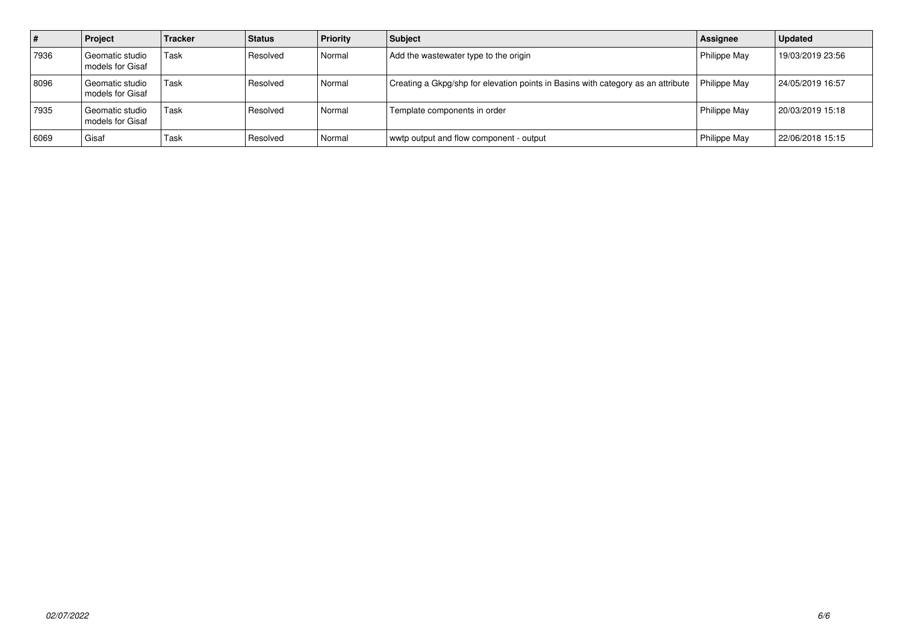| # | Project | Tracker | Status | Priority | Subject | Assignee | Updated |
|---|---|---|---|---|---|---|---|
| 7936 | Geomatic studio models for Gisaf | Task | Resolved | Normal | Add the wastewater type to the origin | Philippe May | 19/03/2019 23:56 |
| 8096 | Geomatic studio models for Gisaf | Task | Resolved | Normal | Creating a Gkpg/shp for elevation points in Basins with category as an attribute | Philippe May | 24/05/2019 16:57 |
| 7935 | Geomatic studio models for Gisaf | Task | Resolved | Normal | Template components in order | Philippe May | 20/03/2019 15:18 |
| 6069 | Gisaf | Task | Resolved | Normal | wwtp output and flow component - output | Philippe May | 22/06/2018 15:15 |